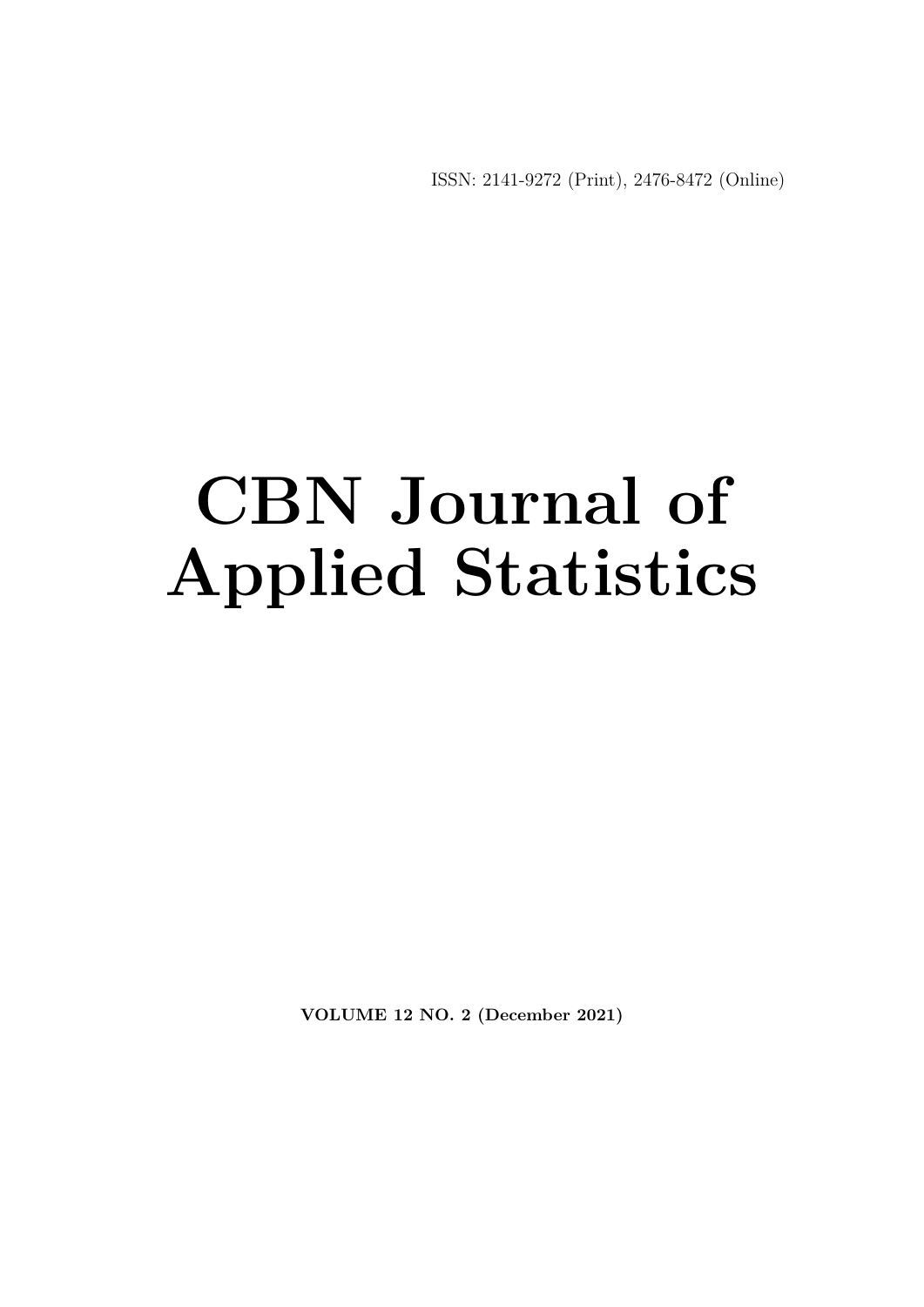ISSN: 2141-9272 (Print), 2476-8472 (Online)

# CBN Journal of Applied Statistics

**VOLUME 12 NO. 2 (December 2021)**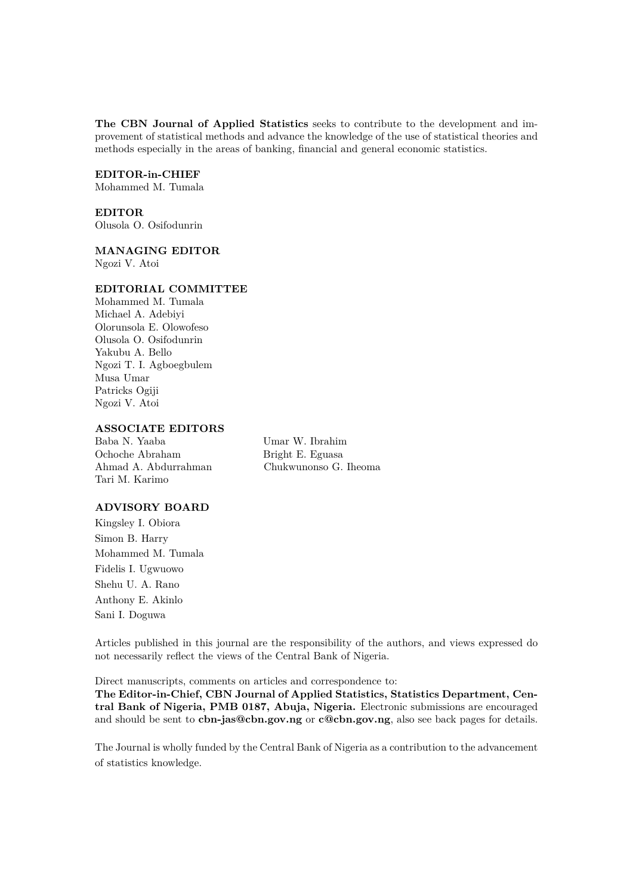**The CBN Journal of Applied Statistics** seeks to contribute to the development and improvement of statistical methods and advance the knowledge of the use of statistical theories and methods especially in the areas of banking, financial and general economic statistics.

**EDITOR-in-CHIEF**
Mohammed M. Tumala

**EDITOR**
Olusola O. Osifodunrin

**MANAGING EDITOR**
Ngozi V. Atoi

**EDITORIAL COMMITTEE**
Mohammed M. Tumala
Michael A. Adebiyi
Olorunsola E. Olowofeso
Olusola O. Osifodunrin
Yakubu A. Bello
Ngozi T. I. Agboegbulem
Musa Umar
Patricks Ogiji
Ngozi V. Atoi

**ASSOCIATE EDITORS**
Baba N. Yaaba
Ochoche Abraham
Ahmad A. Abdurrahman
Tari M. Karimo
Umar W. Ibrahim
Bright E. Eguasa
Chukwunonso G. Iheoma

**ADVISORY BOARD**
Kingsley I. Obiora
Simon B. Harry
Mohammed M. Tumala
Fidelis I. Ugwuowo
Shehu U. A. Rano
Anthony E. Akinlo
Sani I. Doguwa

Articles published in this journal are the responsibility of the authors, and views expressed do not necessarily reflect the views of the Central Bank of Nigeria.

Direct manuscripts, comments on articles and correspondence to:
**The Editor-in-Chief, CBN Journal of Applied Statistics, Statistics Department, Central Bank of Nigeria, PMB 0187, Abuja, Nigeria.** Electronic submissions are encouraged and should be sent to **cbn-jas@cbn.gov.ng** or **c@cbn.gov.ng**, also see back pages for details.

The Journal is wholly funded by the Central Bank of Nigeria as a contribution to the advancement of statistics knowledge.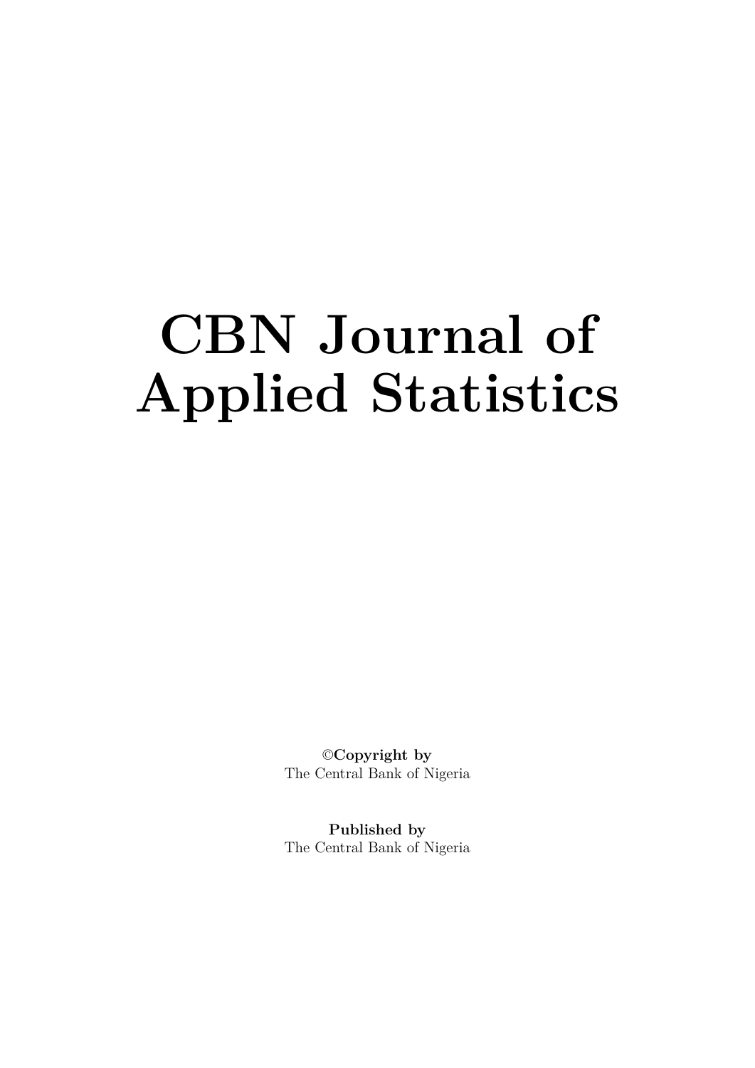# CBN Journal of Applied Statistics

©**Copyright by**
The Central Bank of Nigeria

**Published by**
The Central Bank of Nigeria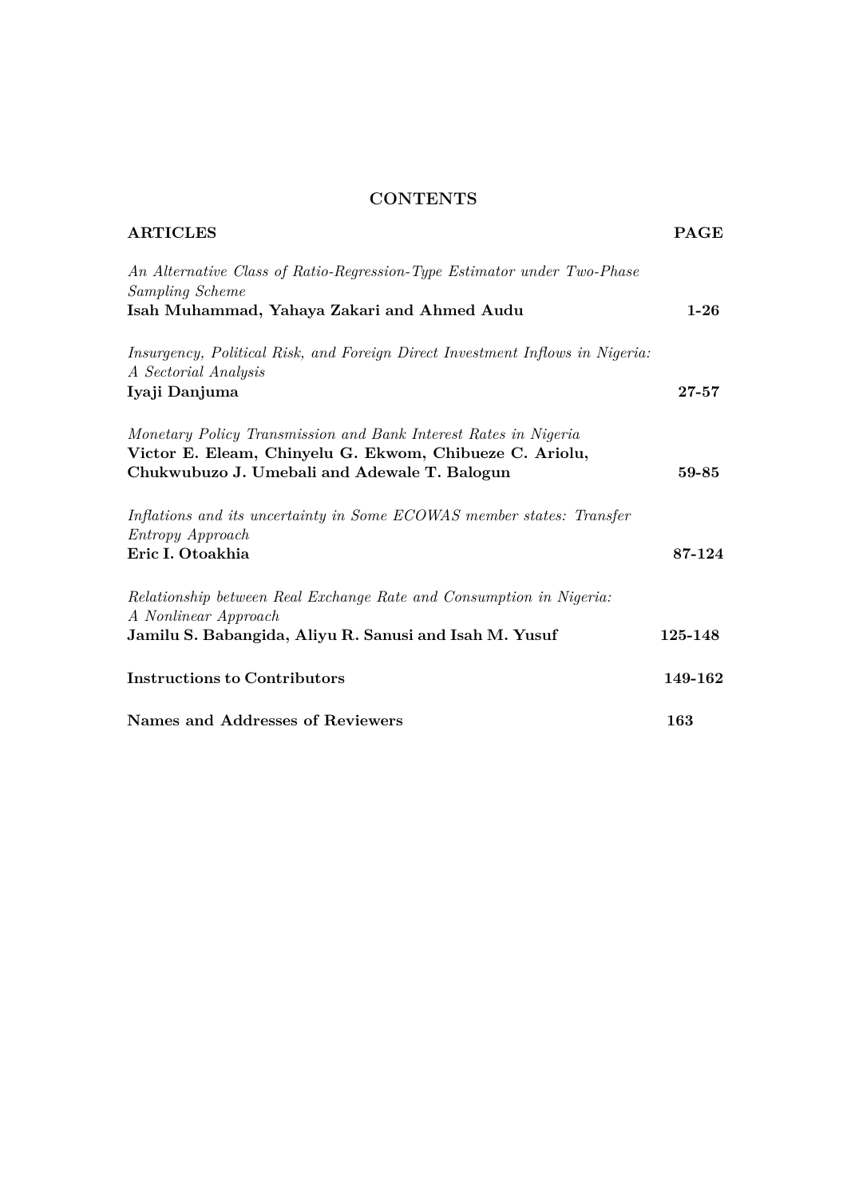# CONTENTS

| ARTICLES | PAGE |
|---|---|
| *An Alternative Class of Ratio-Regression-Type Estimator under Two-Phase Sampling Scheme*<br>**Isah Muhammad, Yahaya Zakari and Ahmed Audu** | **1-26** |
| *Insurgency, Political Risk, and Foreign Direct Investment Inflows in Nigeria: A Sectorial Analysis*<br>**Iyaji Danjuma** | **27-57** |
| *Monetary Policy Transmission and Bank Interest Rates in Nigeria*<br>**Victor E. Eleam, Chinyelu G. Ekwom, Chibueze C. Ariolu, Chukwubuzo J. Umebali and Adewale T. Balogun** | **59-85** |
| *Inflations and its uncertainty in Some ECOWAS member states: Transfer Entropy Approach*<br>**Eric I. Otoakhia** | **87-124** |
| *Relationship between Real Exchange Rate and Consumption in Nigeria: A Nonlinear Approach*<br>**Jamilu S. Babangida, Aliyu R. Sanusi and Isah M. Yusuf** | **125-148** |
| **Instructions to Contributors** | **149-162** |
| **Names and Addresses of Reviewers** | **163** |